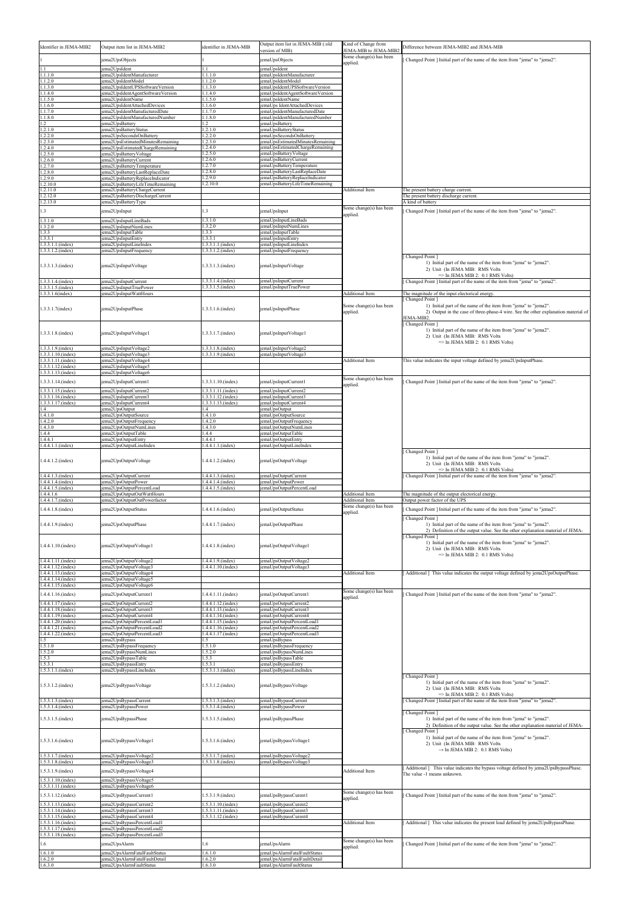| Identifier in JEMA-MIB2 | Output item list in JEMA-MIB2 | identifier in JEMA-MIB | Output item list in JEMA-MIB (:old version of MIB) | Kind of Change from JEMA-MIB to JEMA-MIB2 | Difference between JEMA-MIB2 and JEMA-MIB |
|---|---|---|---|---|---|
| 1 | jema2UpsObjects | 1 | jemaUpsObjects | Some change(s) has been applied. | [ Changed Point ] Initial part of the name of the item from "jema" to "jema2". |
| 1.1 | jema2UpsIdent | 1.1 | jemaUpsIdent | | |
| 1.1.1.0 | jema2UpsIdentManufacturer | 1.1.1.0 | jemaUpsIdentManufacturer | | |
| 1.1.2.0 | jema2UpsIdentModel | 1.1.2.0 | jemaUpsIdentModel | | |
| 1.1.3.0 | jema2UpsIdentUPSSoftwareVersion | 1.1.3.0 | jemaUpsIdentUPSSoftwareVersion | | |
| 1.1.4.0 | jema2UpsIdentAgentSoftwareVersion | 1.1.4.0 | jemaUpsIdentAgentSoftwareVersion | | |
| 1.1.5.0 | jema2UpsIdentName | 1.1.5.0 | jemaUpsIdentName | | |
| 1.1.6.0 | jema2UpsIdentAttachedDevices | 1.1.6.0 | jemaUps IdentAttachedDevices | | |
| 1.1.7.0 | jema2UpsIdentManufacturedDate | 1.1.7.0 | jemaUpsIdentManufacturedDate | | |
| 1.1.8.0 | jema2UpsIdentManufacturedNumber | 1.1.8.0 | jemaUpsIdentManufacturedNumber | | |
| 1.2 | jema2UpsBattery | 1.2 | jemaUpsBattery | | |
| 1.2.1.0 | jema2UpsBatteryStatus | 1.2.1.0 | jemaUpsBatteryStatus | | |
| 1.2.2.0 | jema2UpsSecondsOnBattery | 1.2.2.0 | jemaUpsSecondsOnBattery | | |
| 1.2.3.0 | jema2UpsEstimatedMinutesRemaining | 1.2.3.0 | jemaUpsEstimatedMinutesRemaining | | |
| 1.2.4.0 | jema2UpsEstimatedChargeRemaining | 1.2.4.0 | jemaUpsEstimatedChargeRemaining | | |
| 1.2.5.0 | jema2UpsBatteryVoltage | 1.2.5.0 | jemaUpsBatteryVoltage | | |
| 1.2.6.0 | jema2UpsBatteryCurrent | 1.2.6.0 | jemaUpsBatteryCurrent | | |
| 1.2.7.0 | jema2UpsBatteryTemperature | 1.2.7.0 | jemaUpsBatteryTemperature | | |
| 1.2.8.0 | jema2UpsBatteryLastReplaceDate | 1.2.8.0 | jemaUpsBatteryLastReplaceDate | | |
| 1.2.9.0 | jema2UpsBatteryReplaceIndicator | 1.2.9.0 | jemaUpsBatteryReplaceIndicator | | |
| 1.2.10.0 | jema2UpsBatteryLifeTimeRemaining | 1.2.10.0 | jemaUpsBatteryLifeTimeRemaining | | |
| 1.2.11.0 | jema2UpsBatteryChargeCurrent | | | Additional Item | The present battery charge current. |
| 1.2.12.0 | jema2UpsBatteryDischargeCurrent | | | | The present battery discharge current. |
| 1.2.13.0 | jema2UpsBatteryType | | | | A kind of battery |
| 1.3 | jema2UpsInput | 1.3 | jemaUpsInput | Some change(s) has been applied. | [ Changed Point ] Initial part of the name of the item from "jema" to "jema2". |
| 1.3.1.0 | jema2UpsInputLineBads | 1.3.1.0 | jemaUpsInputLineBads | | |
| 1.3.2.0 | jema2UpsInputNumLines | 1.3.2.0 | jemaUpsInputNumLines | | |
| 1.3.3 | jema2UpsInputTable | 1.3.3 | jemaUpsInputTable | | |
| 1.3.3.1 | jema2UpsInputEntry | 1.3.3.1 | jemaUpsInputEntry | | |
| 1.3.3.1.1.(index) | jema2UpsInputLineIndex | 1.3.3.1.1.(index) | jemaUpsInputLineIndex | | |
| 1.3.3.1.2.(index) | jema2UpsInputFrequency | 1.3.3.1.2.(index) | jemaUpsInputFrequency | | |
| 1.3.3.1.3.(index) | jema2UpsInputVoltage | 1.3.3.1.3.(index) | jemaUpsInputVoltage | | [ Changed Point ] 1) Initial part of the name of the item from "jema" to "jema2". 2) Unit (In JEMA MIB: RMS Volts => In JEMA MIB 2: 0.1 RMS Volts) |
| 1.3.3.1.4.(index) | jema2UpsInputCurrent | 1.3.3.1.4.(index) | jemaUpsInputCurrent | | [ Changed Point ] Initial part of the name of the item from "jema" to "jema2". |
| 1.3.3.1.5.(index) | jema2UpsInputTruePower | 1.3.3.1.5.(index) | jemaUpsInputTruePower | | |
| 1.3.3.1.6(index) | jema2UpsInputWattHours | | | Additional Item | The magnitude of the input electorical energy. |
| 1.3.3.1.7(index) | jema2UpsInputPhase | 1.3.3.1.6.(index) | jemaUpsInputPhase | Some change(s) has been applied. | [ Changed Point ] 1) Initial part of the name of the item from "jema" to "jema2". 2) Output in the case of three-phase-4 wire. See the other explanation material of JEMA-MIB2. |
| 1.3.3.1.8.(index) | jema2UpsInputVoltage1 | 1.3.3.1.7.(index) | jemaUpsInputVoltage1 | | [ Changed Point ] 1) Initial part of the name of the item from "jema" to "jema2". 2) Unit (In JEMA MIB: RMS Volts => In JEMA MIB 2: 0.1 RMS Volts) |
| 1.3.3.1.9.(index) | jema2UpsInputVoltage2 | 1.3.3.1.8.(index) | jemaUpsInputVoltage2 | | |
| 1.3.3.1.10.(index) | jema2UpsInputVoltage3 | 1.3.3.1.9.(index) | jemaUpsInputVoltage3 | | |
| 1.3.3.1.11.(index) | jema2UpsInputVoltage4 | | | Additional Item | This value indicates the input voltage defined by jema2UpsInputPhase. |
| 1.3.3.1.12.(index) | jema2UpsInputVoltage5 | | | | |
| 1.3.3.1.13.(index) | jema2UpsInputVoltage6 | | | | |
| 1.3.3.1.14.(index) | jema2UpsInputCurrent1 | 1.3.3.1.10.(index) | jemaUpsInputCurrent1 | Some change(s) has been applied. | [ Changed Point ] Initial part of the name of the item from "jema" to "jema2". |
| 1.3.3.1.15.(index) | jema2UpsInputCurrent2 | 1.3.3.1.11.(index) | jemaUpsInputCurrent2 | | |
| 1.3.3.1.16.(index) | jema2UpsInputCurrent3 | 1.3.3.1.12.(index) | jemaUpsInputCurrent3 | | |
| 1.3.3.1.17.(index) | jema2UpsInputCurrent4 | 1.3.3.1.13.(index) | jemaUpsInputCurrent4 | | |
| 1.4 | jema2UpsOutput | 1.4 | jemaUpsOutput | | |
| 1.4.1.0 | jema2UpsOutputSource | 1.4.1.0 | jemaUpsOutputSource | | |
| 1.4.2.0 | jema2UpsOutputFrequency | 1.4.2.0 | jemaUpsOutputFrequency | | |
| 1.4.3.0 | jema2UpsOutputNumLines | 1.4.3.0 | jemaUpsOutputNumLines | | |
| 1.4.4 | jema2UpsOutputTable | 1.4.4 | jemaUpsOutputTable | | |
| 1.4.4.1 | jema2UpsOutputEntry | 1.4.4.1 | jemaUpsOutputEntry | | |
| 1.4.4.1.1.(index) | jema2UpsOutputLineIndex | 1.4.4.1.1.(index) | jemaUpsOutputLineIndex | | |
| 1.4.4.1.2.(index) | jema2UpsOutputVoltage | 1.4.4.1.2.(index) | jemaUpsOutputVoltage | | [ Changed Point ] 1) Initial part of the name of the item from "jema" to "jema2". 2) Unit (In JEMA MIB: RMS Volts => In JEMA MIB 2: 0.1 RMS Volts) |
| 1.4.4.1.3.(index) | jema2UpsOutputCurrent | 1.4.4.1.3.(index) | jemaUpsOutputCurrent | | [ Changed Point ] Initial part of the name of the item from "jema" to "jema2". |
| 1.4.4.1.4.(index) | jema2UpsOutputPower | 1.4.4.1.4.(index) | jemaUpsOutputPower | | |
| 1.4.4.1.5.(index) | jema2UpsOutputPercentLoad | 1.4.4.1.5.(index) | jemaUpsOutputPercentLoad | | |
| 1.4.4.1.6 | jema2UpsOutputOutWattHours | | | Additional Item | The magnitude of the output electorical energy. |
| 1.4.4.1.7.(index) | jema2UpsOutputOutPowerfactor | | | Additional Item | Output power factor of the UPS |
| 1.4.4.1.8.(index) | jema2UpsOutputStatus | 1.4.4.1.6.(index) | jemaUpsOutputStatus | Some change(s) has been applied. | [ Changed Point ] Initial part of the name of the item from "jema" to "jema2". |
| 1.4.4.1.9.(index) | jema2UpsOutputPhase | 1.4.4.1.7.(index) | jemaUpsOutputPhase | | [ Changed Point ] 1) Initial part of the name of the item from "jema" to "jema2". 2) Definition of the output value. See the other explanation material of JEMA- |
| 1.4.4.1.10.(index) | jema2UpsOutputVoltage1 | 1.4.4.1.8.(index) | jemaUpsOutputVoltage1 | | [ Changed Point ] 1) Initial part of the name of the item from "jema" to "jema2". 2) Unit (In JEMA MIB: RMS Volts => In JEMA MIB 2: 0.1 RMS Volts) |
| 1.4.4.1.11.(index) | jema2UpsOutputVoltage2 | 1.4.4.1.9.(index) | jemaUpsOutputVoltage2 | | |
| 1.4.4.1.12.(index) | jema2UpsOutputVoltage3 | 1.4.4.1.10.(index) | jemaUpsOutputVoltage3 | | |
| 1.4.4.1.13.(index) | jema2UpsOutputVoltage4 | | | Additional Item | [ Additional ] This value indicates the output voltage defined by jema2UpsOutputPhase. |
| 1.4.4.1.14.(index) | jema2UpsOutputVoltage5 | | | | |
| 1.4.4.1.15.(index) | jema2UpsOutputVoltage6 | | | | |
| 1.4.4.1.16.(index) | jema2UpsOutputCurrent1 | 1.4.4.1.11.(index) | jemaUpsOutputCurrent1 | Some change(s) has been applied. | [ Changed Point ] Initial part of the name of the item from "jema" to "jema2". |
| 1.4.4.1.17.(index) | jema2UpsOutputCurrent2 | 1.4.4.1.12.(index) | jemaUpsOutputCurrent2 | | |
| 1.4.4.1.18.(index) | jema2UpsOutputCurrent3 | 1.4.4.1.13.(index) | jemaUpsOutputCurrent3 | | |
| 1.4.4.1.19.(index) | jema2UpsOutputCurrent4 | 1.4.4.1.14.(index) | jemaUpsOutputCurrent4 | | |
| 1.4.4.1.20.(index) | jema2UpsOutputPercentLoad1 | 1.4.4.1.15.(index) | jemaUpsOutputPercentLoad1 | | |
| 1.4.4.1.21.(index) | jema2UpsOutputPercentLoad2 | 1.4.4.1.16.(index) | jemaUpsOutputPercentLoad2 | | |
| 1.4.4.1.22.(index) | jema2UpsOutputPercentLoad3 | 1.4.4.1.17.(index) | jemaUpsOutputPercentLoad3 | | |
| 1.5 | jema2UpsBypass | 1.5 | jemaUpsBypass | | |
| 1.5.1.0 | jema2UpsBypassFrequency | 1.5.1.0 | jemaUpsBypassFrequency | | |
| 1.5.2.0 | jema2UpsBypassNumLines | 1.5.2.0 | jemaUpsBypassNumLines | | |
| 1.5.3 | jema2UpsBypassTable | 1.5.3 | jemaUpsBypassTable | | |
| 1.5.3.1 | jema2UpsBypassEntry | 1.5.3.1 | jemaUpsBypassEntry | | |
| 1.5.3.1.1.(index) | jema2UpsBypassLineIndex | 1.5.3.1.1.(index) | jemaUpsBypassLineIndex | | |
| 1.5.3.1.2.(index) | jema2UpsBypassVoltage | 1.5.3.1.2.(index) | jemaUpsBypassVoltage | | [ Changed Point ] 1) Initial part of the name of the item from "jema" to "jema2". 2) Unit (In JEMA MIB: RMS Volts => In JEMA MIB 2: 0.1 RMS Volts) |
| 1.5.3.1.3.(index) | jema2UpsBypassCurrent | 1.5.3.1.3.(index) | jemaUpsBypassCurrent | | [ Changed Point ] Initial part of the name of the item from "jema" to "jema2". |
| 1.5.3.1.4.(index) | jema2UpsBypassPower | 1.5.3.1.4.(index) | jemaUpsBypassPower | | |
| 1.5.3.1.5.(index) | jema2UpsBypassPhase | 1.5.3.1.5.(index) | jemaUpsBypassPhase | | [ Changed Point ] 1) Initial part of the name of the item from "jema" to "jema2". 2) Definition of the output value. See the other explanation material of JEMA- |
| 1.5.3.1.6.(index) | jema2UpsBypassVoltage1 | 1.5.3.1.6.(index) | jemaUpsBypassVoltage1 | | [ Changed Point ] 1) Initial part of the name of the item from "jema" to "jema2". 2) Unit (In JEMA MIB: RMS Volts → In JEMA MIB 2: 0.1 RMS Volts) |
| 1.5.3.1.7.(index) | jema2UpsBypassVoltage2 | 1.5.3.1.7.(index) | jemaUpsBypassVoltage2 | | |
| 1.5.3.1.8.(index) | jema2UpsBypassVoltage3 | 1.5.3.1.8.(index) | jemaUpsBypassVoltage3 | | |
| 1.5.3.1.9.(index) | jema2UpsBypassVoltage4 | | | Additional Item | [ Additional ] This value indicates the bypass voltage defined by jema2UpsBypassPhase. The value -1 means unknown. |
| 1.5.3.1.10.(index) | jema2UpsBypassVoltage5 | | | | |
| 1.5.3.1.11.(index) | jema2UpsBypassVoltage6 | | | | |
| 1.5.3.1.12.(index) | jema2UpsBypassCurrent1 | 1.5.3.1.9.(index) | jemaUpsBypassCurent1 | Some change(s) has been applied. | [ Changed Point ] Initial part of the name of the item from "jema" to "jema2". |
| 1.5.3.1.13.(index) | jema2UpsBypassCurrent2 | 1.5.3.1.10.(index) | jemaUpsBypassCurent2 | | |
| 1.5.3.1.14.(index) | jema2UpsBypassCurrent3 | 1.5.3.1.11.(index) | jemaUpsBypassCurent3 | | |
| 1.5.3.1.15.(index) | jema2UpsBypassCurrent4 | 1.5.3.1.12.(index) | jemaUpsBypassCurent4 | | |
| 1.5.3.1.16.(index) | jema2UpsBypassPercentLoad1 | | | Additional Item | [ Additional ] This value indicates the present load defined by jema2UpsBypassPhase. |
| 1.5.3.1.17.(index) | jema2UpsBypassPercentLoad2 | | | | |
| 1.5.3.1.18.(index) | jema2UpsBypassPercentLoad3 | | | | |
| 1.6 | jema2UpsAlarm | 1.6 | jemaUpsAlarm | Some change(s) has been applied. | [ Changed Point ] Initial part of the name of the item from "jema" to "jema2". |
| 1.6.1.0 | jema2UpsAlarmFatalFaultStatus | 1.6.1.0 | jemaUpsAlarmFatalFaultStatus | | |
| 1.6.2.0 | jema2UpsAlarmFatalFaultDetail | 1.6.2.0 | jemaUpsAlarmFatalFaultDetail | | |
| 1.6.3.0 | jema2UpsAlarmFaultStatus | 1.6.3.0 | jemaUpsAlarmFaultStatus | | |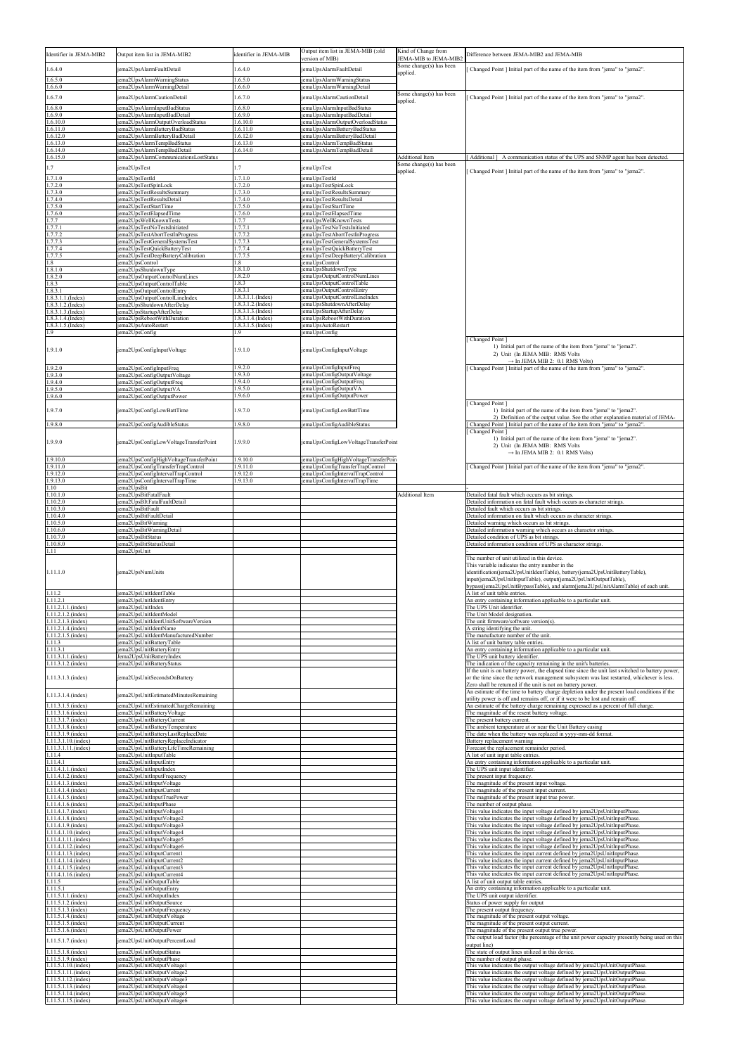| Identifier in JEMA-MIB2 | Output item list in JEMA-MIB2 | identifier in JEMA-MIB | Output item list in JEMA-MIB (:old version of MIB) | Kind of Change from JEMA-MIB to JEMA-MIB2 | Difference between JEMA-MIB2 and JEMA-MIB |
|---|---|---|---|---|---|
| 1.6.4.0 | jema2UpsAlarmFaultDetail | 1.6.4.0 | jemaUpsAlarmFaultDetail | Some change(s) has been applied. | [ Changed Point ] Initial part of the name of the item from "jema" to "jema2". |
| 1.6.5.0 | jema2UpsAlarmWarningStatus | 1.6.5.0 | jemaUpsAlarmWarningStatus | | |
| 1.6.6.0 | jema2UpsAlarmWarningDetail | 1.6.6.0 | jemaUpsAlarmWarningDetail | | |
| 1.6.7.0 | jema2UpsAlarmCautionDetail | 1.6.7.0 | jemaUpsAlarmCautionDetail | Some change(s) has been applied. | [ Changed Point ] Initial part of the name of the item from "jema" to "jema2". |
| 1.6.8.0 | jema2UpsAlarmInputBadStatus | 1.6.8.0 | jemaUpsAlarmInputBadStatus | | |
| 1.6.9.0 | jema2UpsAlarmInputBadDetail | 1.6.9.0 | jemaUpsAlarmInputBadDetail | | |
| 1.6.10.0 | jema2UpsAlarmOutputOverloadStatus | 1.6.10.0 | jemaUpsAlarmOutputOverloadStatus | | |
| 1.6.11.0 | jema2UpsAlarmBatteryBadStatus | 1.6.11.0 | jemaUpsAlarmBatteryBadStatus | | |
| 1.6.12.0 | jema2UpsAlarmBatteryBadDetail | 1.6.12.0 | jemaUpsAlarmBatteryBadDetail | | |
| 1.6.13.0 | jema2UpsAlarmTempBadStatus | 1.6.13.0 | jemaUpsAlarmTempBadStatus | | |
| 1.6.14.0 | jema2UpsAlarmTempBadDetail | 1.6.14.0 | jemaUpsAlarmTempBadDetail | | |
| 1.6.15.0 | jema2UpsAlarmCommunicationsLostStatus | | | Additional Item | [ Additional ] A communication status of the UPS and SNMP agent has been detected. |
| 1.7 | jema2UpsTest | 1.7 | jemaUpsTest | Some change(s) has been applied. | [ Changed Point ] Initial part of the name of the item from "jema" to "jema2". |
| 1.7.1.0 | jema2UpsTestId | 1.7.1.0 | jemaUpsTestId | | |
| 1.7.2.0 | jema2UpsTestSpinLock | 1.7.2.0 | jemaUpsTestSpinLock | | |
| 1.7.3.0 | jema2UpsTestResultsSummary | 1.7.3.0 | jemaUpsTestResultsSummary | | |
| 1.7.4.0 | jema2UpsTestResultsDetail | 1.7.4.0 | jemaUpsTestResultsDetail | | |
| 1.7.5.0 | jema2UpsTestStartTime | 1.7.5.0 | jemaUpsTestStartTime | | |
| 1.7.6.0 | jema2UpsTestElapsedTime | 1.7.6.0 | jemaUpsTestElapsedTime | | |
| 1.7.7 | jema2UpsWellKnownTests | 1.7.7 | jemaUpsWellKnownTests | | |
| 1.7.7.1 | jema2UpsTestNoTestsInitiated | 1.7.7.1 | jemaUpsTestNoTestsInitiated | | |
| 1.7.7.2 | jema2UpsTestAbortTestInProgress | 1.7.7.2 | jemaUpsTestAbortTestInProgress | | |
| 1.7.7.3 | jema2UpsTestGeneralSystemsTest | 1.7.7.3 | jemaUpsTestGeneralSystemsTest | | |
| 1.7.7.4 | jema2UpsTestQuickBatteryTest | 1.7.7.4 | jemaUpsTestQuickBatteryTest | | |
| 1.7.7.5 | jema2UpsTestDeepBatteryCalibration | 1.7.7.5 | jemaUpsTestDeepBatteryCalibration | | |
| 1.8 | jema2UpsControl | 1.8 | jemaUpsControl | | |
| 1.8.1.0 | jema2UpsShutdownType | 1.8.1.0 | jemaUpsShutdownType | | |
| 1.8.2.0 | jema2UpsOutputControlNumLines | 1.8.2.0 | jemaUpsOutputControlNumLines | | |
| 1.8.3 | jema2UpsOutputControlTable | 1.8.3 | jemaUpsOutputControlTable | | |
| 1.8.3.1 | jema2UpsOutputControlEntry | 1.8.3.1 | jemaUpsOutputControlEntry | | |
| 1.8.3.1.1.(Index) | jema2UpsOutputControlLineIndex | 1.8.3.1.1.(Index) | jemaUpsOutputControlLineIndex | | |
| 1.8.3.1.2.(Index) | jema2UpsShutdownAfterDelay | 1.8.3.1.2.(Index) | jemaUpsShutdownAfterDelay | | |
| 1.8.3.1.3.(Index) | jema2UpsStartupAfterDelay | 1.8.3.1.3.(Index) | jemaUpsStartupAfterDelay | | |
| 1.8.3.1.4.(Index) | jema2UpsRebootWithDuration | 1.8.3.1.4.(Index) | jemaUpsRebootWithDuration | | |
| 1.8.3.1.5.(Index) | jema2UpsAutoRestart | 1.8.3.1.5.(Index) | jemaUpsAutoRestart | | |
| 1.9 | jema2UpsConfig | 1.9 | jemaUpsConfig | | |
| 1.9.1.0 | jema2UpsConfigInputVoltage | 1.9.1.0 | jemaUpsConfigInputVoltage | | [ Changed Point ] 1) Initial part of the name of the item from "jema" to "jema2". 2) Unit (In JEMA MIB: RMS Volts → In JEMA MIB 2: 0.1 RMS Volts) |
| 1.9.2.0 | jema2UpsConfigInputFreq | 1.9.2.0 | jemaUpsConfigInputFreq | | [ Changed Point ] Initial part of the name of the item from "jema" to "jema2". |
| 1.9.3.0 | jema2UpsConfigOutputVoltage | 1.9.3.0 | jemaUpsConfigOutputVoltage | | |
| 1.9.4.0 | jema2UpsConfigOutputFreq | 1.9.4.0 | jemaUpsConfigOutputFreq | | |
| 1.9.5.0 | jema2UpsConfigOutputVA | 1.9.5.0 | jemaUpsConfigOutputVA | | |
| 1.9.6.0 | jema2UpsConfigOutputPower | 1.9.6.0 | jemaUpsConfigOutputPower | | |
| 1.9.7.0 | jema2UpsConfigLowBattTime | 1.9.7.0 | jemaUpsConfigLowBattTime | | [ Changed Point ] 1) Initial part of the name of the item from "jema" to "jema2". 2) Definition of the output value. See the other explanation material of JEMA- |
| 1.9.8.0 | jema2UpsConfigAudibleStatus | 1.9.8.0 | jemaUpsConfigAudibleStatus | | [ Changed Point ] Initial part of the name of the item from "jema" to "jema2". |
| 1.9.9.0 | jema2UpsConfigLowVoltageTransferPoint | 1.9.9.0 | jemaUpsConfigLowVoltageTransferPoint | | [ Changed Point ] 1) Initial part of the name of the item from "jema" to "jema2". 2) Unit (In JEMA MIB: RMS Volts → In JEMA MIB 2: 0.1 RMS Volts) |
| 1.9.10.0 | jema2UpsConfigHighVoltageTransferPoint | 1.9.10.0 | jemaUpsConfigHighVoltageTransferPoin | | |
| 1.9.11.0 | jema2UpsConfigTransferTrapControl | 1.9.11.0 | jemaUpsConfigTransferTrapControl | | [ Changed Point ] Initial part of the name of the item from "jema" to "jema2". |
| 1.9.12.0 | jema2UpsConfigIntervalTrapControl | 1.9.12.0 | jemaUpsConfigIntervalTrapControl | | |
| 1.9.13.0 | jema2UpsConfigIntervalTrapTime | 1.9.13.0 | jemaUpsConfigIntervalTrapTime | | |
| 1.10 | jema2UpsBit | | | | |
| 1.10.1.0 | jema2UpsBitFatalFault | | | Additional Item | Detailed fatal fault which occurs as bit strings. |
| 1.10.2.0 | jema2UpsBitFatalFaultDetail | | | | Detailed information on fatal fault which occurs as character strings. |
| 1.10.3.0 | jema2UpsBitFault | | | | Detailed fault which occurs as bit strings. |
| 1.10.4.0 | jema2UpsBitFaultDetail | | | | Detailed information on fault which occurs as character strings. |
| 1.10.5.0 | jema2UpsBitWarning | | | | Detailed warning which occurs as bit strings. |
| 1.10.6.0 | jema2UpsBitWarningDetail | | | | Detailed information warning which occurs as charactor strings. |
| 1.10.7.0 | jema2UpsBitStatus | | | | Detailed condition of UPS as bit strings. |
| 1.10.8.0 | jema2UpsBitStatusDetail | | | | Detailed information condition of UPS as charactor strings. |
| 1.11 | jema2UpsUnit | | | | |
| 1.11.1.0 | jema2UpsNumUnits | | | | The number of unit utilized in this device. This variable indicates the entry number in the identification(jema2UpsUnitIdentTable), battery(jema2UpsUnitBatteryTable), input(jema2UpsUnitInputTable), output(jema2UpsUnitOutputTable), bypass(jema2UpsUnitBypassTable), and alarm(jema2UpsUnitAlarmTable) of each unit. |
| 1.11.2 | jema2UpsUnitIdentTable | | | | A list of unit table entries. |
| 1.11.2.1 | jema2UpsUnitIdentEntry | | | | An entry containing information applicable to a particular unit. |
| 1.11.2.1.1.(index) | jema2UpsUnitIndex | | | | The UPS Unit idenrifier. |
| 1.11.2.1.2.(index) | jema2UpsUnitIdentModel | | | | The Unit Model designation. |
| 1.11.2.1.3.(index) | jema2UpsUnitIdentUnitSoftwareVersion | | | | The unit firmware/software version(s). |
| 1.11.2.1.4.(index) | jema2UpsUnitIdentName | | | | A string identifying the unit. |
| 1.11.2.1.5.(index) | jema2UpsUnitIdentManufacturedNumber | | | | The manufacture number of the unit. |
| 1.11.3 | jema2UpsUnitBatteryTable | | | | A list of unit battery table entries. |
| 1.11.3.1 | jema2UpsUnitBatteryEntry | | | | An entry containing information applicable to a particular unit. |
| 1.11.3.1.1.(index) | Jema2UpsUnitBatteryIndex | | | | The UPS unit battery identifier. |
| 1.11.3.1.2.(index) | jema2UpsUnitBatteryStatus | | | | The indication of the capacity remaining in the unit's batteries. |
| 1.11.3.1.3.(index) | jema2UpsUnitSecondsOnBattery | | | | If the unit is on battery power, the elapsed time since the unit last switched to battery power, or the time since the network management subsystem was last restarted, whichever is less. Zero shall be returned if the unit is not on battery power. |
| 1.11.3.1.4.(index) | jema2UpsUnitEstimatedMinutesRemaining | | | | An estimate of the time to battery charge depletion under the present load conditions if the utility power is off and remains off, or if it were to be lost and remain off. |
| 1.11.3.1.5.(index) | jema2UpsUnitEstimatedChargeRemaining | | | | An estimate of the battery charge remaining expressed as a percent of full charge. |
| 1.11.3.1.6.(index) | jema2UpsUnitBatteryVoltage | | | | The magnitude of the resent battery voltage. |
| 1.11.3.1.7.(index) | jema2UpsUnitBatteryCurrent | | | | The present battery current. |
| 1.11.3.1.8.(index) | jema2UpsUnitBatteryTemperature | | | | The ambient temperature at or near the Unit Battery casing |
| 1.11.3.1.9.(index) | jema2UpsUnitBatteryLastReplaceDate | | | | The date when the battery was replaced in yyyy-mm-dd format. |
| 1.11.3.1.10.(index) | jema2UpsUnitBatteryReplaceIndicator | | | | Battery replacement warning |
| 1.11.3.1.11.(index) | jema2UpsUnitBatteryLifeTimeRemaining | | | | Forecast the replacement remainder period. |
| 1.11.4 | jema2UpsUnitInputTable | | | | A list of unit input table entries. |
| 1.11.4.1 | jema2UpsUnitInputEntry | | | | An entry containing information applicable to a particular unit. |
| 1.11.4.1.1.(index) | jema2UpsUnitInputIndex | | | | The UPS unit input identifier. |
| 1.11.4.1.2.(index) | jema2UpsUnitInputFrequency | | | | The present input frequency. |
| 1.11.4.1.3.(index) | jema2UpsUnitInputVoltage | | | | The magnitude of the present input voltage. |
| 1.11.4.1.4.(index) | jema2UpsUnitInputCurrent | | | | The magnitude of the present input current. |
| 1.11.4.1.5.(index) | jema2UpsUnitInputTruePower | | | | The magnitude of the present input true power. |
| 1.11.4.1.6.(index) | jema2UpsUnitInputPhase | | | | The number of output phase. |
| 1.11.4.1.7.(index) | jema2UpsUnitInputVoltage1 | | | | This value indicates the input voltage defined by jema2UpsUnitInputPhase. |
| 1.11.4.1.8.(index) | jema2UpsUnitInputVoltage2 | | | | This value indicates the input voltage defined by jema2UpsUnitInputPhase. |
| 1.11.4.1.9.(index) | jema2UpsUnitInputVoltage3 | | | | This value indicates the input voltage defined by jema2UpsUnitInputPhase. |
| 1.11.4.1.10.(index) | jema2UpsUnitInputVoltage4 | | | | This value indicates the input voltage defined by jema2UpsUnitInputPhase. |
| 1.11.4.1.11.(index) | jema2UpsUnitInputVoltage5 | | | | This value indicates the input voltage defined by jema2UpsUnitInputPhase. |
| 1.11.4.1.12.(index) | jema2UpsUnitInputVoltage6 | | | | This value indicates the input voltage defined by jema2UpsUnitInputPhase. |
| 1.11.4.1.13.(index) | jema2UpsUnitInputCurrent1 | | | | This value indicates the input current defined by jema2UpsUnitInputPhase. |
| 1.11.4.1.14.(index) | jema2UpsUnitInputCurrent2 | | | | This value indicates the input current defined by jema2UpsUnitInputPhase. |
| 1.11.4.1.15.(index) | jema2UpsUnitInputCurrent3 | | | | This value indicates the input current defined by jema2UpsUnitInputPhase. |
| 1.11.4.1.16.(index) | jema2UpsUnitInputCurrent4 | | | | This value indicates the input current defined by jema2UpsUnitInputPhase. |
| 1.11.5 | jema2UpsUnitOutputTable | | | | A list of unit output table entries. |
| 1.11.5.1 | jema2UpsUnitOutputEntry | | | | An entry containing information applicable to a particular unit. |
| 1.11.5.1.1.(index) | jema2UpsUnitOutputIndex | | | | The UPS unit output identifier. |
| 1.11.5.1.2.(index) | jema2UpsUnitOutputSource | | | | Status of power supply for output |
| 1.11.5.1.3.(index) | jema2UpsUnitOutputFrequency | | | | The present output frequency. |
| 1.11.5.1.4.(index) | jema2UpsUnitOutputVoltage | | | | The magnitude of the present output voltage. |
| 1.11.5.1.5.(index) | jema2UpsUnitOutputCurrent | | | | The magnitude of the present output current. |
| 1.11.5.1.6.(index) | jema2UpsUnitOutputPower | | | | The magnitude of the present output true power. |
| 1.11.5.1.7.(index) | jema2UpsUnitOutputPercentLoad | | | | The output load factor (the percentage of the unit power capacity presently being used on this output line) |
| 1.11.5.1.8.(index) | jema2UpsUnitOutputStatus | | | | The state of output lines utilized in this device. |
| 1.11.5.1.9.(index) | jema2UpsUnitOutputPhase | | | | The number of output phase. |
| 1.11.5.1.10.(index) | jema2UpsUnitOutputVoltage1 | | | | This value indicates the output voltage defined by jema2UpsUnitOutputPhase. |
| 1.11.5.1.11.(index) | jema2UpsUnitOutputVoltage2 | | | | This value indicates the output voltage defined by jema2UpsUnitOutputPhase. |
| 1.11.5.1.12.(index) | jema2UpsUnitOutputVoltage3 | | | | This value indicates the output voltage defined by jema2UpsUnitOutputPhase. |
| 1.11.5.1.13.(index) | jema2UpsUnitOutputVoltage4 | | | | This value indicates the output voltage defined by jema2UpsUnitOutputPhase. |
| 1.11.5.1.14.(index) | jema2UpsUnitOutputVoltage5 | | | | This value indicates the output voltage defined by jema2UpsUnitOutputPhase. |
| 1.11.5.1.15.(index) | jema2UpsUnitOutputVoltage6 | | | | This value indicates the output voltage defined by jema2UpsUnitOutputPhase. |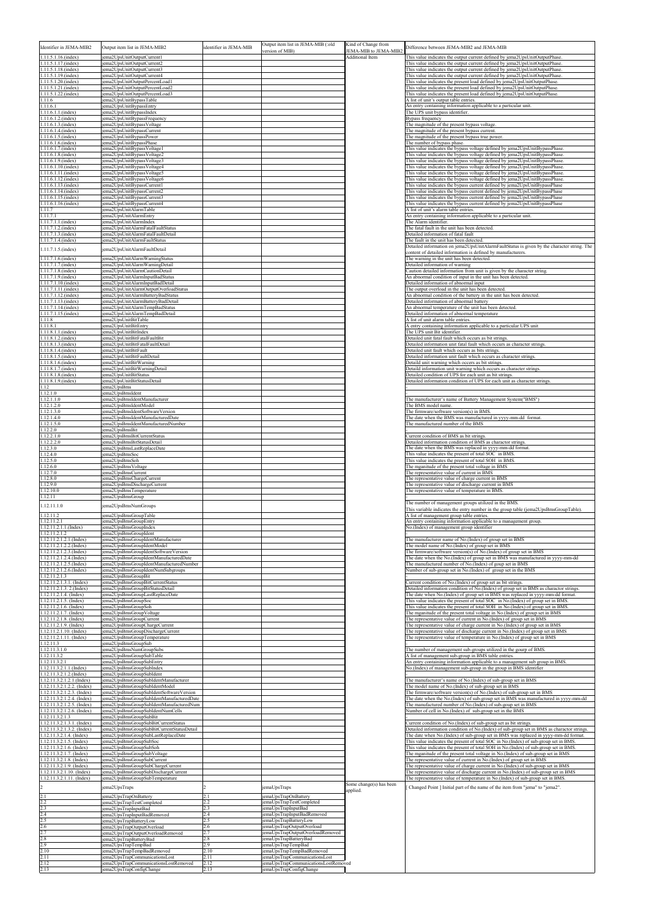| Identifier in JEMA-MIB2 | Output item list in JEMA-MIB2 | identifier in JEMA-MIB | Output item list in JEMA-MIB (:old version of MIB) | Kind of Change from JEMA-MIB to JEMA-MIB2 | Difference between JEMA-MIB2 and JEMA-MIB |
|---|---|---|---|---|---|
| 1.11.5.1.16.(index) | jema2UpsUnitOutputCurrent1 | | | Additional Item | This value indicates the output current defined by jema2UpsUnitOutputPhase. |
| 1.11.5.1.17.(index) | jema2UpsUnitOutputCurrent2 | | | | This value indicates the output current defined by jema2UpsUnitOutputPhase. |
| 1.11.5.1.18.(index) | jema2UpsUnitOutputCurrent3 | | | | This value indicates the output current defined by jema2UpsUnitOutputPhase. |
| 1.11.5.1.19.(index) | jema2UpsUnitOutputCurrent4 | | | | This value indicates the output current defined by jema2UpsUnitOutputPhase. |
| 1.11.5.1.20.(index) | jema2UpsUnitOutputPercentLoad1 | | | | This value indicates the present load defined by jema2UpsUnitOutputPhase. |
| 1.11.5.1.21.(index) | jema2UpsUnitOutputPercentLoad2 | | | | This value indicates the present load defined by jema2UpsUnitOutputPhase. |
| 1.11.5.1.22.(index) | jema2UpsUnitOutputPercentLoad3 | | | | This value indicates the present load defined by jema2UpsUnitOutputPhase. |
| 1.11.6 | jema2UpsUnitBypassTable | | | | A list of unit's output table entries. |
| 1.11.6.1 | jema2UpsUnitBypassEntry | | | | An entry containing information applicable to a particular unit. |
| 1.11.6.1.1.(index) | jema2UpsUnitBypassIndex | | | | The UPS unit bypass identifier. |
| 1.11.6.1.2.(index) | jema2UpsUnitBypassFrequency | | | | Bypass frequency |
| 1.11.6.1.3.(index) | jema2UpsUnitBypassVoltage | | | | The magnitude of the present bypass voltage. |
| 1.11.6.1.4.(index) | jema2UpsUnitBypassCurrent | | | | The magnitude of the present bypass current. |
| 1.11.6.1.5.(index) | jema2UpsUnitBypassPower | | | | The magnitude of the present bypass true power. |
| 1.11.6.1.6.(index) | jema2UpsUnitBypassPhase | | | | The number of bypass phase. |
| 1.11.6.1.7.(index) | jema2UpsUnitBypassVoltage1 | | | | This value indicates the bypass voltage defined by jema2UpsUnitBypassPhase. |
| 1.11.6.1.8.(index) | jema2UpsUnitBypassVoltage2 | | | | This value indicates the bypass voltage defined by jema2UpsUnitBypassPhase. |
| 1.11.6.1.9.(index) | jema2UpsUnitBypassVoltage3 | | | | This value indicates the bypass voltage defined by jema2UpsUnitBypassPhase. |
| 1.11.6.1.10.(index) | jema2UpsUnitBypassVoltage4 | | | | This value indicates the bypass voltage defined by jema2UpsUnitBypassPhase. |
| 1.11.6.1.11.(index) | jema2UpsUnitBypassVoltage5 | | | | This value indicates the bypass voltage defined by jema2UpsUnitBypassPhase. |
| 1.11.6.1.12.(index) | jema2UpsUnitBypassVoltage6 | | | | This value indicates the bypass voltage defined by jema2UpsUnitBypassPhase. |
| 1.11.6.1.13.(index) | jema2UpsUnitBypassCurrent1 | | | | This value indicates the bypass current defined by jema2UpsUnitBypassPhase |
| 1.11.6.1.14.(index) | jema2UpsUnitBypassCurrent2 | | | | This value indicates the bypass current defined by jema2UpsUnitBypassPhase |
| 1.11.6.1.15.(index) | jema2UpsUnitBypassCurrent3 | | | | This value indicates the bypass current defined by jema2UpsUnitBypassPhase |
| 1.11.6.1.16.(index) | jema2UpsUnitBypassCurrent4 | | | | This value indicates the bypass current defined by jema2UpsUnitBypassPhase |
| 1.11.7 | jema2UpsUnitAlarmTable | | | | A list of unit's alarm table entries. |
| 1.11.7.1 | jema2UpsUnitAlarmEntry | | | | An entry containing information applicable to a particular unit. |
| 1.11.7.1.1.(index) | jema2UpsUnitAlarmIndex | | | | The Alarm identifier. |
| 1.11.7.1.2.(index) | jema2UpsUnitAlarmFatalFaultStatus | | | | The fatal fault in the unit has been detected. |
| 1.11.7.1.3.(index) | jema2UpsUnitAlarmFatalFaultDetail | | | | Detailed information of fatal fault |
| 1.11.7.1.4.(index) | jema2UpsUnitAlarmFaultStatus | | | | The fault in the unit has been detected. |
| 1.11.7.1.5.(index) | jema2UpsUnitAlarmFaultDetail | | | | Detailed information on jema2UpsUnitAlarmFaultStatus is given by the character string. The content of detailed information is defined by manufacturers. |
| 1.11.7.1.6.(index) | jema2UpsUnitAlarmWarningStatus | | | | The warning in the unit has been detected. |
| 1.11.7.1.7.(index) | jema2UpsUnitAlarmWarningDetail | | | | Detailed information of warning |
| 1.11.7.1.8.(index) | jema2UpsUnitAlarmCautionDetail | | | | Caution detailed information from unit is given by the character string. |
| 1.11.7.1.9.(index) | jema2UpsUnitAlarmInputBadStatus | | | | An abnormal condition of input in the unit has been detected. |
| 1.11.7.1.10.(index) | jema2UpsUnitAlarmInputBadDetail | | | | Detailed information of abnormal input |
| 1.11.7.1.11.(index) | jema2UpsUnitAlarmOutputOverloadStatus | | | | The output overload in the unit has been detected. |
| 1.11.7.1.12.(index) | jema2UpsUnitAlarmBatteryBadStatus | | | | An abnormal condition of the battery in the unit has been detected. |
| 1.11.7.1.13.(index) | jema2UpsUnitAlarmBatteryBadDetail | | | | Detailed information of abnormal battery |
| 1.11.7.1.14.(index) | jema2UpsUnitAlarmTempBadStatus | | | | An abnormal temperature of the unit has been detected. |
| 1.11.7.1.15.(index) | jema2UpsUnitAlarmTempBadDetail | | | | Detailed information of abnormal temperature |
| 1.11.8 | jema2UpsUnitBitTable | | | | A list of unit alarm table entries. |
| 1.11.8.1 | jema2UpsUnitBitEntry | | | | A entry containing information applicable to a particular UPS unit |
| 1.11.8.1.1.(index) | jema2UpsUnitBitIndex | | | | The UPS unit Bit identifier. |
| 1.11.8.1.2.(index) | jema2UpsUnitBitFatalFaultBit | | | | Detailed unit fatal fault which occurs as bit strings. |
| 1.11.8.1.3.(index) | jema2UpsUnitBitFatalFaultDetail | | | | Detailed information unit fatal fault which occurs as character strings. |
| 1.11.8.1.4.(index) | jema2UpsUnitBitFault | | | | Detailed unit fault which occurs as bits strings. |
| 1.11.8.1.5.(index) | jema2UpsUnitBitFaultDetail | | | | Detailed information unit fault which occurs as character strings. |
| 1.11.8.1.6.(index) | jema2UpsUnitBitWarning | | | | Detaild unit warning which occers as bit strings. |
| 1.11.8.1.7.(index) | jema2UpsUnitBitWarningDetail | | | | Detaild information unit warning which occurs as character strings. |
| 1.11.8.1.8.(index) | jema2UpsUnitBitStatus | | | | Detailed condition of UPS for each unit as bit strings. |
| 1.11.8.1.9.(index) | jema2UpsUnitBitStatusDetail | | | | Detailed information condition of UPS for each unit as character strings. |
| 1.12 | jema2UpsBms | | | | - |
| 1.12.1.0 | jema2UpsBmsIdent | | | | - |
| 1.12.1.1.0 | jema2UpsBmsIdentManufacturer | | | | The manufacturer's name of Battery Management System("BMS") |
| 1.12.1.2.0 | jema2UpsBmsIdentModel | | | | The BMS model name. |
| 1.12.1.3.0 | jema2UpsBmsIdentSoftwareVersion | | | | The firmware/software version(s) in BMS. |
| 1.12.1.4.0 | jema2UpsBmsIdentManufacturedDate | | | | The date when the BMS was manufactured in yyyy-mm-dd format. |
| 1.12.1.5.0 | jema2UpsBmsIdentManufacturedNumber | | | | The manufactured number of the BMS |
| 1.12.2.0 | jema2UpsBmsBit | | | | - |
| 1.12.2.1.0 | jema2UpsBmsBitCurrentStatus | | | | Current condition of BMS as bit strings. |
| 1.12.2.2.0 | jema2UpsBmsBitStatusDetail | | | | Detailed information condition of BMS as charactor strings. |
| 1.12.3.0 | jema2UpsBmsLastReplaceDate | | | | The date when the BMS was replaced in yyyy-mm-dd format. |
| 1.12.4.0 | jema2UpsBmsSoc | | | | This value indicates the present of total SOC in BMS. |
| 1.12.5.0 | jema2UpsBmsSoh | | | | This value indicates the present of total SOH in BMS. |
| 1.12.6.0 | jema2UpsBmsVoltage | | | | The mganitude of the present total voltage in BMS |
| 1.12.7.0 | jema2UpsBmsCurrent | | | | The representative value of current in BMS |
| 1.12.8.0 | jema2UpsBmsChargeCurrent | | | | The representative value of charge current in BMS |
| 1.12.9.0 | jema2UpsBmsDischargeCurrent | | | | The representative value of discharge current in BMS |
| 1.12.10.0 | jema2UpsBmsTemperature | | | | The representative value of temperature in BMS. |
| 1.12.11 | jema2UpsBmsGroup | | | | - |
| 1.12.11.1.0 | jema2UpsBmsNumGroups | | | | The number of management groups utilized in the BMS. This variable indicates the entry number in the group table (jema2UpsBmsGroupTable). |
| 1.12.11.2 | jema2UpsBmsGroupTable | | | | A list of management group table entries. |
| 1.12.11.2.1 | jema2UpsBmsGroupEntry | | | | An entry containing information applicable to a management group. |
| 1.12.11.2.1.1.(Index) | jema2UpsBmsGroupIndex | | | | No.(Index) of management group identifier |
| 1.12.11.2.1.2 | jema2UpsBmsGroupIdent | | | | - |
| 1.12.11.2.1.2.1.(Index) | jema2UpsBmsGroupIdentManufacturer | | | | The manufacturer name of No.(Index) of group set in BMS |
| 1.12.11.2.1.2.2.(Index) | jema2UpsBmsGroupIdentModel | | | | The model name of No.(Index) of group set in BMS |
| 1.12.11.2.1.2.3.(Index) | jema2UpsBmsGroupIdentSoftwareVersion | | | | The firmware/software version(s) of No.(Index) of group set in BMS |
| 1.12.11.2.1.2.4.(Index) | jema2UpsBmsGroupIdentManufacturedDate | | | | The date when the No.(Index) of group set in BMS was manufactured in yyyy-mm-dd |
| 1.12.11.2.1.2.5.(Index) | jema2UpsBmsGroupIdentManufacturedNumber | | | | The manufactured number of No.(Index) of goup set in BMS |
| 1.12.11.2.1.2.6.(Index) | jema2UpsBmsGroupIdentNumSubgroups | | | | Number of sub-group set in No.(Index) of group set in the BMS |
| 1.12.11.2.1.3 | jema2UpsBmsGroupBit | | | | - |
| 1.12.11.2.1.3.1. (Index) | jema2UpsBmsGroupBitCurrentStatus | | | | Current condition of No.(Index) of group set as bit strings. |
| 1.12.11.2.1.3. 2.(Index) | jema2UpsBmsGroupBitStatusDetail | | | | Detailed information condition of No.(Index) of group set in BMS as charactor strings. |
| 1.12.11.2.1.4. (Index) | jema2UpsBmsGroupLastReplaceDate | | | | The date when No.(Index) of group set in BMS was replaced in yyyy-mm-dd format. |
| 1.12.11.2.1.5. (Index) | jema2UpsBmsGroupSoc | | | | This value indicates the present of total SOC in No.(Index) of group set in BMS. |
| 1.12.11.2.1.6. (Index) | jema2UpsBmsGroupSoh | | | | This value indicates the present of total SOH in No.(Index) of group set in BMS. |
| 1.12.11.2.1.7. (Index) | jema2UpsBmsGroupVoltage | | | | The mganitude of the present total voltage in No.(Index) of group set in BMS |
| 1.12.11.2.1.8. (Index) | jema2UpsBmsGroupCurrent | | | | The representative value of current in No.(Index) of group set in BMS |
| 1.12.11.2.1.9. (Index) | jema2UpsBmsGroupChargeCurrent | | | | The representative value of charge current in No.(Index) of group set in BMS |
| 1.12.11.2.1.10. (Index) | jema2UpsBmsGroupDischargeCurrent | | | | The representative value of discharge current in No.(Index) of group set in BMS |
| 1.12.11.2.1.11. (Index) | jema2UpsBmsGroupTemperature | | | | The representative value of temperature in No.(Index) of group set in BMS |
| 1.12.11.3 | jema2UpsBmsGroupSub | | | | - |
| 1.12.11.3.1.0 | jema2UpsBmsNumGroupSubs | | | | The number of management sub-groups utilized in the gourp of BMS. |
| 1.12.11.3.2 | jema2UpsBmsGroupSubTable | | | | A list of management sub-group in BMS table entries. |
| 1.12.11.3.2.1 | jema2UpsBmsGroupSubEntry | | | | An entry containing information applicable to a management sub group in BMS. |
| 1.12.11.3.2.1.1.(Index) | jema2UpsBmsGroupSubIndex | | | | No.(Index) of management sub-group in the group in BMS identifier |
| 1.12.11.3.2.1.2.(Index) | jema2UpsBmsGroupSubIdent | | | | - |
| 1.12.11.3.2.1.2.1.(Index) | jema2UpsBmsGroupSubIdentManufacturer | | | | The manufacturer's name of No.(Index) of sub-group set in BMS |
| 1.12.11.3.2.1.2.2. (Index) | jema2UpsBmsGroupSubIdentModel | | | | The model name of No.(Index) of sub-group set in BMS |
| 1.12.11.3.2.1.2.3. (Index) | jema2UpsBmsGroupSubIdentSoftwareVersion | | | | The firmware/software version(s) of No.(Index) of sub-group set in BMS |
| 1.12.11.3.2.1.2.4. (Index) | jema2UpsBmsGroupSubIdentManufacturedDate | | | | The date when the No.(Index) of sub-group set in BMS was manufactured in yyyy-mm-dd |
| 1.12.11.3.2.1.2.5. (Index) | jema2UpsBmsGroupSubIdentManufacturedNum | | | | The manufactured number of No.(Index) of sub-goup set in BMS |
| 1.12.11.3.2.1.2.6. (Index) | jema2UpsBmsGroupSubIdentNumCells | | | | Number of cell in No.(Index) of sub-group set in the BMS |
| 1.12.11.3.2.1.3 | jema2UpsBmsGroupSubBit | | | | - |
| 1.12.11.3.2.1.3.1. (Index) | jema2UpsBmsGroupSubBitCurrentStatus | | | | Current condition of No.(Index) of sub-group set as bit strings. |
| 1.12.11.3.2.1.3.2. (Index) | jema2UpsBmsGroupSubBitCurrentStatusDetail | | | | Detailed information condition of No.(Index) of sub-group set in BMS as charactor strings. |
| 1.12.11.3.2.1.4. (Index) | jema2UpsBmsGroupSubLastReplaceDate | | | | The date when No.(Index) of sub-group set in BMS was replaced in yyyy-mm-dd format. |
| 1.12.11.3.2.1.5. (Index) | jema2UpsBmsGroupSubSoc | | | | This value indicates the present of total SOC in No.(Index) of sub-group set in BMS. |
| 1.12.11.3.2.1.6. (Index) | jema2UpsBmsGroupSubSoh | | | | This value indicates the present of total SOH in No.(Index) of sub-group set in BMS. |
| 1.12.11.3.2.1.7. (Index) | jema2UpsBmsGroupSubVoltage | | | | The mganitude of the present total voltage in No.(Index) of sub-group set in BMS |
| 1.12.11.3.2.1.8. (Index) | jema2UpsBmsGroupSubCurrent | | | | The representative value of current in No.(Index) of group set in BMS |
| 1.12.11.3.2.1.9. (Index) | jema2UpsBmsGroupSubChargeCurrent | | | | The representative value of charge current in No.(Index) of sub-group set in BMS |
| 1.12.11.3.2.1.10. (Index) | jema2UpsBmsGroupSubDischargeCurrent | | | | The representative value of discharge current in No.(Index) of sub-group set in BMS |
| 1.12.11.3.2.1.11. (Index) | jema2UpsBmsGroupSubTemperature | | | | The representative value of temperature in No.(Index) of sub-group set in BMS. |
| 2 | jema2UpsTraps | 2 | jemaUpsTraps | Some change(s) has been applied. | [ Changed Point ] Initial part of the name of the item from "jema" to "jema2". |
| 2.1 | jema2UpsTrapOnBattery | 2.1 | jemaUpsTrapOnBattery | | |
| 2.2 | jema2UpsTrapTestCompleted | 2.2 | jemaUpsTrapTestCompleted | | |
| 2.3 | jema2UpsTrapInputBad | 2.3 | jemaUpsTrapInputBad | | |
| 2.4 | jema2UpsTrapInputBadRemoved | 2.4 | jemaUpsTrapInputBadRemoved | | |
| 2.5 | jema2UpsTrapBatteryLow | 2.5 | jemaUpsTrapBatteryLow | | |
| 2.6 | jema2UpsTrapOutputOverload | 2.6 | jemaUpsTrapOutputOverload | | |
| 2.7 | jema2UpsTrapOutputOverloadRemoved | 2.7 | jemaUpsTrapOutputOverloadRemoved | | |
| 2.8 | jema2UpsTrapBatteryBad | 2.8 | jemaUpsTrapBatteryBad | | |
| 2.9 | jema2UpsTrapTempBad | 2.9 | jemaUpsTrapTempBad | | |
| 2.10 | jema2UpsTrapTempBadRemoved | 2.10 | jemaUpsTrapTempBadRemoved | | |
| 2.11 | jema2UpsTrapCommunicationsLost | 2.11 | jemaUpsTrapCommunicationsLost | | |
| 2.12 | jema2UpsTrapCommunicationsLostRemoved | 2.12 | jemaUpsTrapCommunicationsLostRemoved | | |
| 2.13 | jema2UpsTrapConfigChange | 2.13 | jemaUpsTrapConfigChange | | |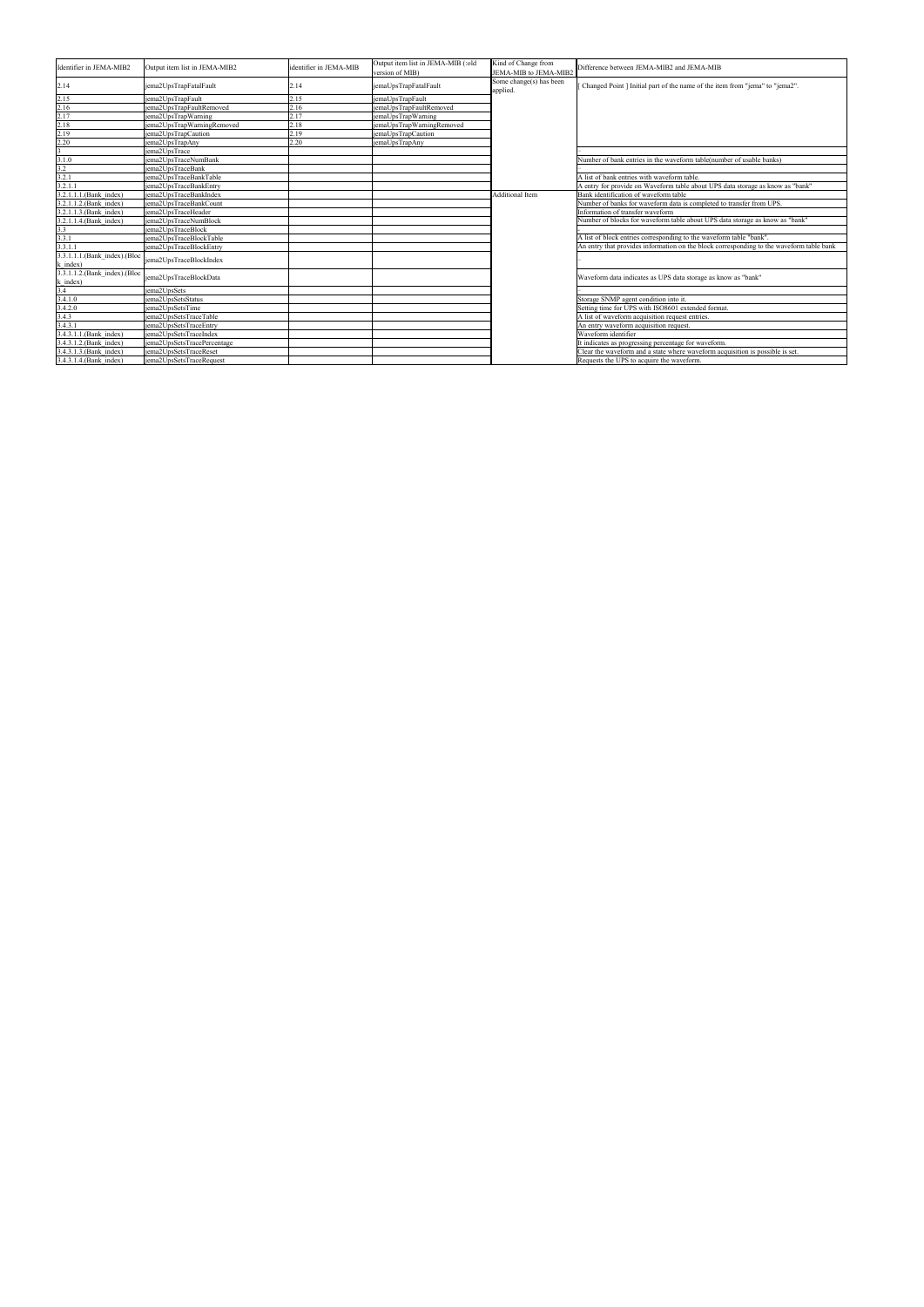| Identifier in JEMA-MIB2 | Output item list in JEMA-MIB2 | identifier in JEMA-MIB | Output item list in JEMA-MIB (:old version of MIB) | Kind of Change from JEMA-MIB to JEMA-MIB2 | Difference between JEMA-MIB2 and JEMA-MIB |
|---|---|---|---|---|---|
| 2.14 | jema2UpsTrapFatalFault | 2.14 | jemaUpsTrapFatalFault | Some change(s) has been applied. | [ Changed Point ] Initial part of the name of the item from "jema" to "jema2". |
| 2.15 | jema2UpsTrapFault | 2.15 | jemaUpsTrapFault | | |
| 2.16 | jema2UpsTrapFaultRemoved | 2.16 | jemaUpsTrapFaultRemoved | | |
| 2.17 | jema2UpsTrapWarning | 2.17 | jemaUpsTrapWarning | | |
| 2.18 | jema2UpsTrapWarningRemoved | 2.18 | jemaUpsTrapWarningRemoved | | |
| 2.19 | jema2UpsTrapCaution | 2.19 | jemaUpsTrapCaution | | |
| 2.20 | jema2UpsTrapAny | 2.20 | jemaUpsTrapAny | | |
| 3 | jema2UpsTrace | | | Additional Item | - |
| 3.1.0 | jema2UpsTraceNumBank | | | | Number of bank entries in the waveform table(number of usable banks) |
| 3.2 | jema2UpsTraceBank | | | | - |
| 3.2.1 | jema2UpsTraceBankTable | | | | A list of bank entries with waveform table. |
| 3.2.1.1 | jema2UpsTraceBankEntry | | | | A entry for provide on Waveform table about UPS data storage as know as "bank" |
| 3.2.1.1.1.(Bank_index) | jema2UpsTraceBankIndex | | | | Bank identification of waveform table |
| 3.2.1.1.2.(Bank_index) | jema2UpsTraceBankCount | | | | Number of banks for waveform data is completed to transfer from UPS. |
| 3.2.1.1.3.(Bank_index) | jema2UpsTraceHeader | | | | Information of transfer waveform |
| 3.2.1.1.4.(Bank_index) | jema2UpsTraceNumBlock | | | | Number of blocks for waveform table about UPS data storage as know as "bank" |
| 3.3 | jema2UpsTraceBlock | | | | - |
| 3.3.1 | jema2UpsTraceBlockTable | | | | A list of block entries corresponding to the waveform table "bank". |
| 3.3.1.1 | jema2UpsTraceBlockEntry | | | | An entry that provides information on the block corresponding to the waveform table bank |
| 3.3.1.1.1.(Bank_index).(Block_index) | jema2UpsTraceBlockIndex | | | | - |
| 3.3.1.1.2.(Bank_index).(Block_index) | jema2UpsTraceBlockData | | | | Waveform data indicates as UPS data storage as know as "bank" |
| 3.4 | jema2UpsSets | | | | - |
| 3.4.1.0 | jema2UpsSetsStatus | | | | Storage SNMP agent condition into it. |
| 3.4.2.0 | jema2UpsSetsTime | | | | Setting time for UPS with ISO8601 extended format. |
| 3.4.3 | jema2UpsSetsTraceTable | | | | A list of waveform acquisition request entries. |
| 3.4.3.1 | jema2UpsSetsTraceEntry | | | | An entry waveform acquisition request. |
| 3.4.3.1.1.(Bank_index) | jema2UpsSetsTraceIndex | | | | Waveform identifier |
| 3.4.3.1.2.(Bank_index) | jema2UpsSetsTracePercentage | | | | It indicates as progressing percentage for waveform. |
| 3.4.3.1.3.(Bank_index) | jema2UpsSetsTraceReset | | | | Clear the waveform and a state where waveform acquisition is possible is set. |
| 3.4.3.1.4.(Bank_index) | jema2UpsSetsTraceRequest | | | | Requests the UPS to acquire the waveform. |